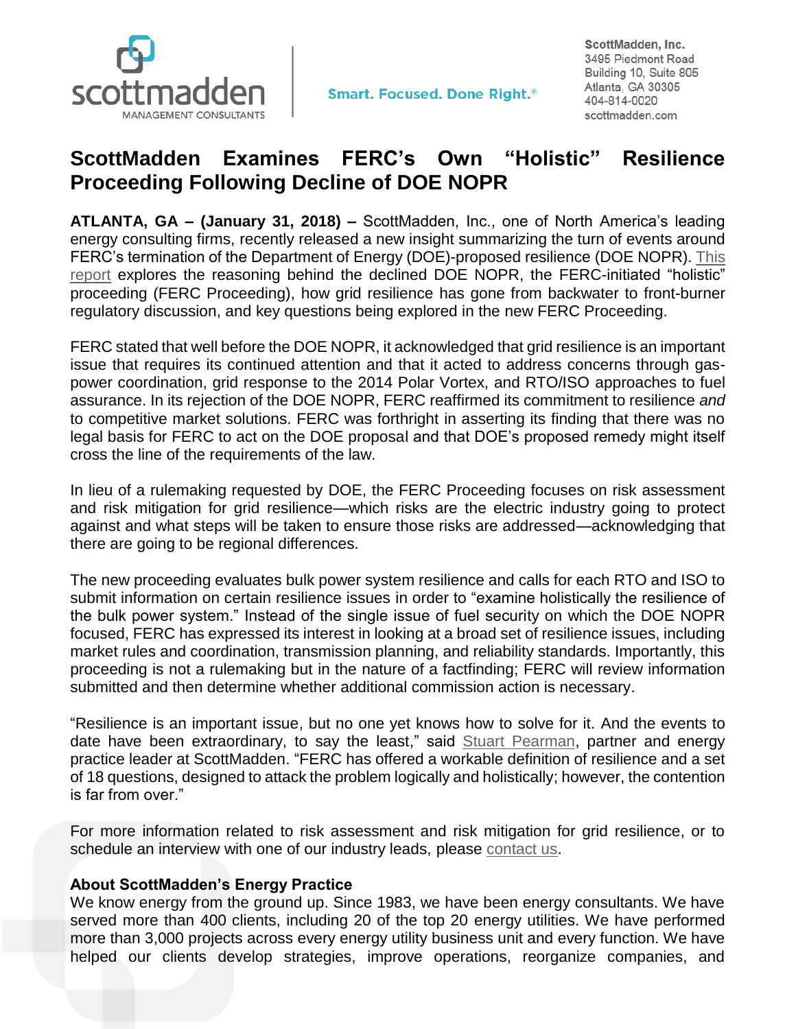scottmadden
MANAGEMENT CONSULTANTS

Smart. Focused. Done Right.®

ScottMadden, Inc.
3495 Piedmont Road
Building 10, Suite 805
Atlanta, GA 30305
404-814-0020
scottmadden.com

# ScottMadden Examines FERC's Own "Holistic" Resilience Proceeding Following Decline of DOE NOPR

**ATLANTA, GA – (January 31, 2018) –** ScottMadden, Inc., one of North America's leading energy consulting firms, recently released a new insight summarizing the turn of events around FERC's termination of the Department of Energy (DOE)-proposed resilience (DOE NOPR). This report explores the reasoning behind the declined DOE NOPR, the FERC-initiated "holistic" proceeding (FERC Proceeding), how grid resilience has gone from backwater to front-burner regulatory discussion, and key questions being explored in the new FERC Proceeding.

FERC stated that well before the DOE NOPR, it acknowledged that grid resilience is an important issue that requires its continued attention and that it acted to address concerns through gas-power coordination, grid response to the 2014 Polar Vortex, and RTO/ISO approaches to fuel assurance. In its rejection of the DOE NOPR, FERC reaffirmed its commitment to resilience *and* to competitive market solutions. FERC was forthright in asserting its finding that there was no legal basis for FERC to act on the DOE proposal and that DOE's proposed remedy might itself cross the line of the requirements of the law.

In lieu of a rulemaking requested by DOE, the FERC Proceeding focuses on risk assessment and risk mitigation for grid resilience—which risks are the electric industry going to protect against and what steps will be taken to ensure those risks are addressed—acknowledging that there are going to be regional differences.

The new proceeding evaluates bulk power system resilience and calls for each RTO and ISO to submit information on certain resilience issues in order to "examine holistically the resilience of the bulk power system." Instead of the single issue of fuel security on which the DOE NOPR focused, FERC has expressed its interest in looking at a broad set of resilience issues, including market rules and coordination, transmission planning, and reliability standards. Importantly, this proceeding is not a rulemaking but in the nature of a factfinding; FERC will review information submitted and then determine whether additional commission action is necessary.

"Resilience is an important issue, but no one yet knows how to solve for it. And the events to date have been extraordinary, to say the least," said Stuart Pearman, partner and energy practice leader at ScottMadden. "FERC has offered a workable definition of resilience and a set of 18 questions, designed to attack the problem logically and holistically; however, the contention is far from over."

For more information related to risk assessment and risk mitigation for grid resilience, or to schedule an interview with one of our industry leads, please contact us.

### About ScottMadden's Energy Practice

We know energy from the ground up. Since 1983, we have been energy consultants. We have served more than 400 clients, including 20 of the top 20 energy utilities. We have performed more than 3,000 projects across every energy utility business unit and every function. We have helped our clients develop strategies, improve operations, reorganize companies, and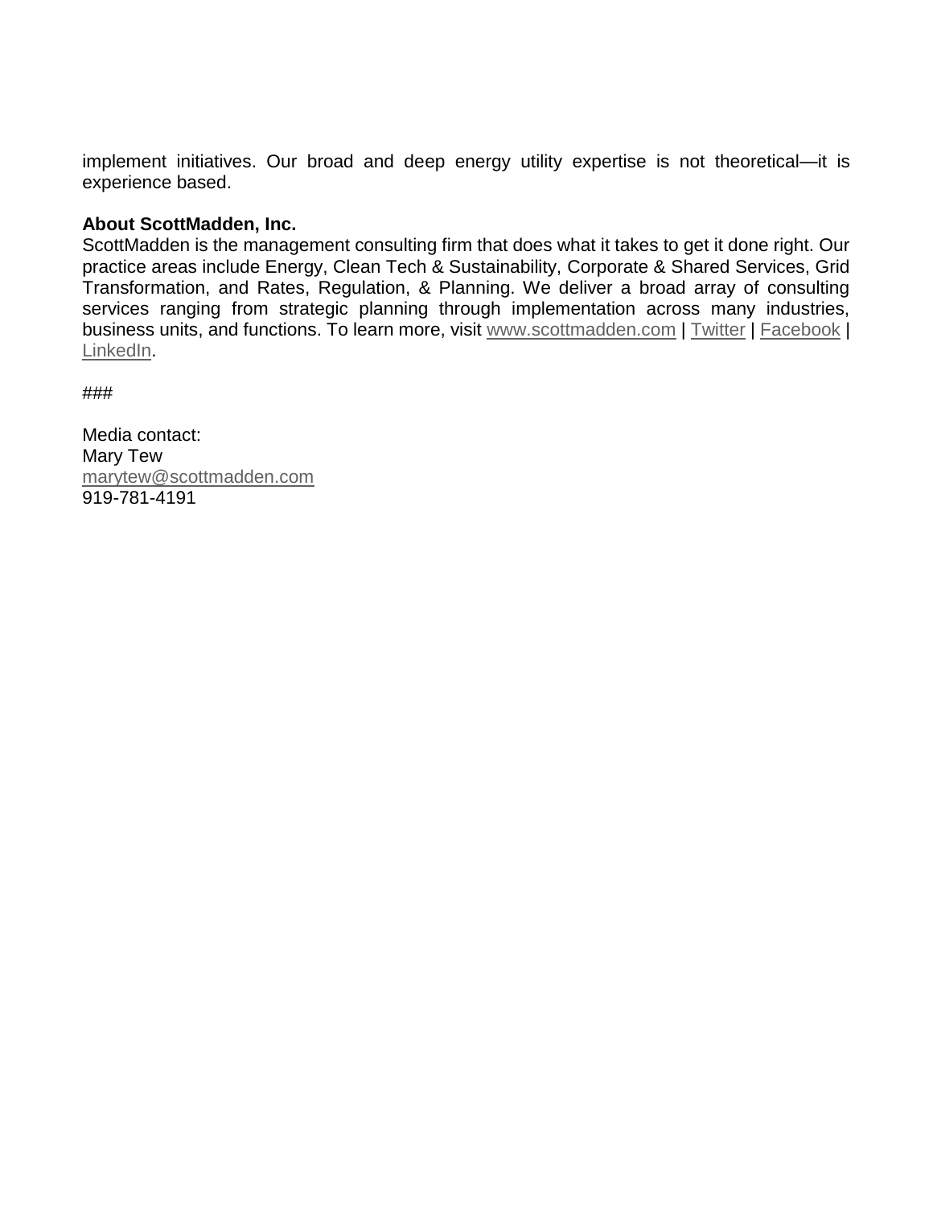implement initiatives. Our broad and deep energy utility expertise is not theoretical—it is experience based.

**About ScottMadden, Inc.**

ScottMadden is the management consulting firm that does what it takes to get it done right. Our practice areas include Energy, Clean Tech & Sustainability, Corporate & Shared Services, Grid Transformation, and Rates, Regulation, & Planning. We deliver a broad array of consulting services ranging from strategic planning through implementation across many industries, business units, and functions. To learn more, visit www.scottmadden.com | Twitter | Facebook | LinkedIn.

###

Media contact:
Mary Tew
marytew@scottmadden.com
919-781-4191